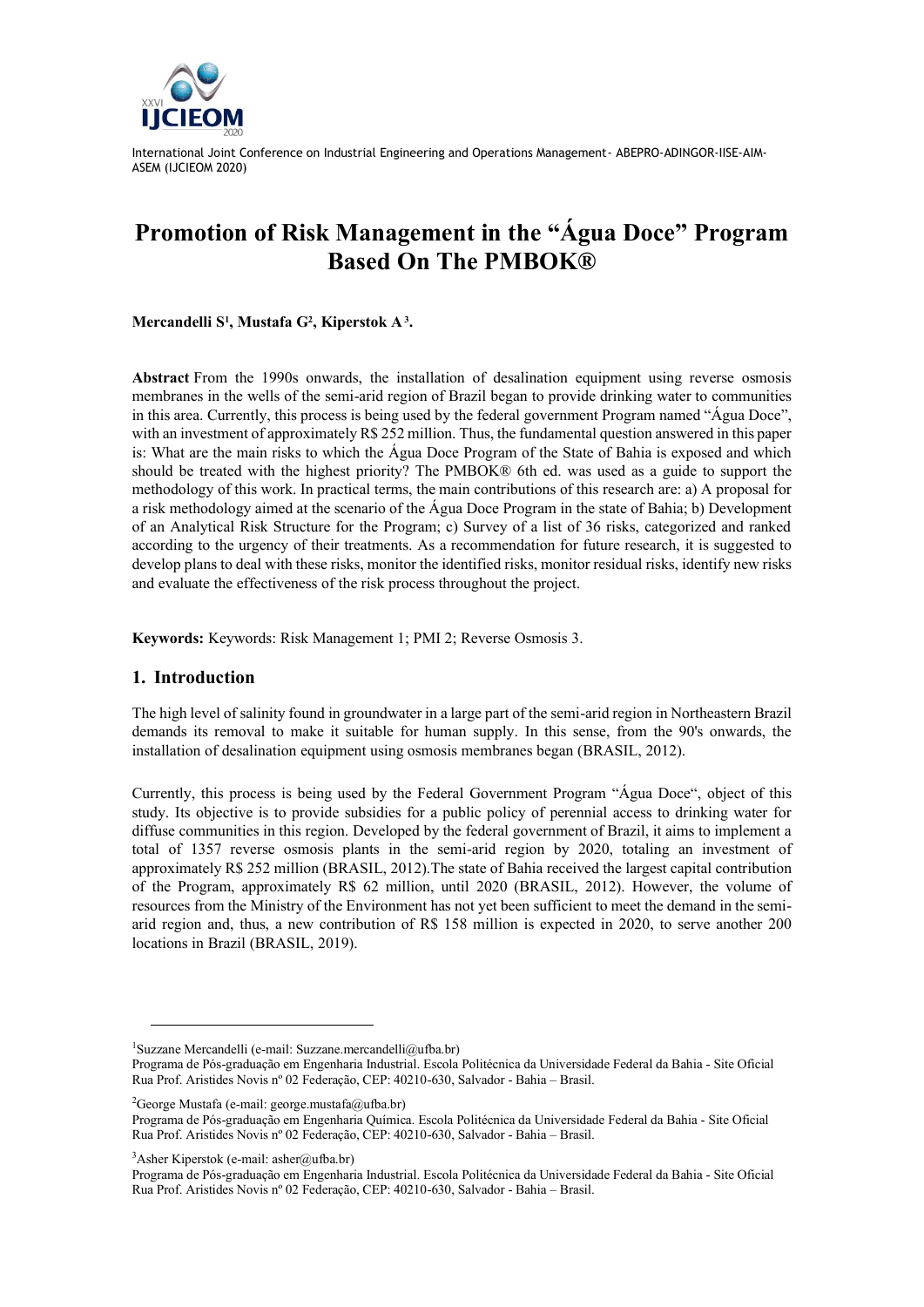# Promotion of Risk Management in the "Água Doce" Program Based On The PMBOK®

**Mercandelli S[1], Mustafa G[2], Kiperstok A[3].**

**Abstract** From the 1990s onwards, the installation of desalination equipment using reverse osmosis membranes in the wells of the semi-arid region of Brazil began to provide drinking water to communities in this area. Currently, this process is being used by the federal government Program named "Água Doce", with an investment of approximately R$ 252 million. Thus, the fundamental question answered in this paper is: What are the main risks to which the Água Doce Program of the State of Bahia is exposed and which should be treated with the highest priority? The PMBOK® 6th ed. was used as a guide to support the methodology of this work. In practical terms, the main contributions of this research are: a) A proposal for a risk methodology aimed at the scenario of the Água Doce Program in the state of Bahia; b) Development of an Analytical Risk Structure for the Program; c) Survey of a list of 36 risks, categorized and ranked according to the urgency of their treatments. As a recommendation for future research, it is suggested to develop plans to deal with these risks, monitor the identified risks, monitor residual risks, identify new risks and evaluate the effectiveness of the risk process throughout the project.

**Keywords:** Keywords: Risk Management 1; PMI 2; Reverse Osmosis 3.

## 1. Introduction

The high level of salinity found in groundwater in a large part of the semi-arid region in Northeastern Brazil demands its removal to make it suitable for human supply. In this sense, from the 90's onwards, the installation of desalination equipment using osmosis membranes began (BRASIL, 2012).

Currently, this process is being used by the Federal Government Program "Água Doce", object of this study. Its objective is to provide subsidies for a public policy of perennial access to drinking water for diffuse communities in this region. Developed by the federal government of Brazil, it aims to implement a total of 1357 reverse osmosis plants in the semi-arid region by 2020, totaling an investment of approximately R$ 252 million (BRASIL, 2012).The state of Bahia received the largest capital contribution of the Program, approximately R$ 62 million, until 2020 (BRASIL, 2012). However, the volume of resources from the Ministry of the Environment has not yet been sufficient to meet the demand in the semi-arid region and, thus, a new contribution of R$ 158 million is expected in 2020, to serve another 200 locations in Brazil (BRASIL, 2019).

---

[1]Suzzane Mercandelli (e-mail: Suzzane.mercandelli@ufba.br)
Programa de Pós-graduação em Engenharia Industrial. Escola Politécnica da Universidade Federal da Bahia - Site Oficial
Rua Prof. Aristides Novis nº 02 Federação, CEP: 40210-630, Salvador - Bahia – Brasil.

[2]George Mustafa (e-mail: george.mustafa@ufba.br)
Programa de Pós-graduação em Engenharia Química. Escola Politécnica da Universidade Federal da Bahia - Site Oficial
Rua Prof. Aristides Novis nº 02 Federação, CEP: 40210-630, Salvador - Bahia – Brasil.

[3]Asher Kiperstok (e-mail: asher@ufba.br)
Programa de Pós-graduação em Engenharia Industrial. Escola Politécnica da Universidade Federal da Bahia - Site Oficial
Rua Prof. Aristides Novis nº 02 Federação, CEP: 40210-630, Salvador - Bahia – Brasil.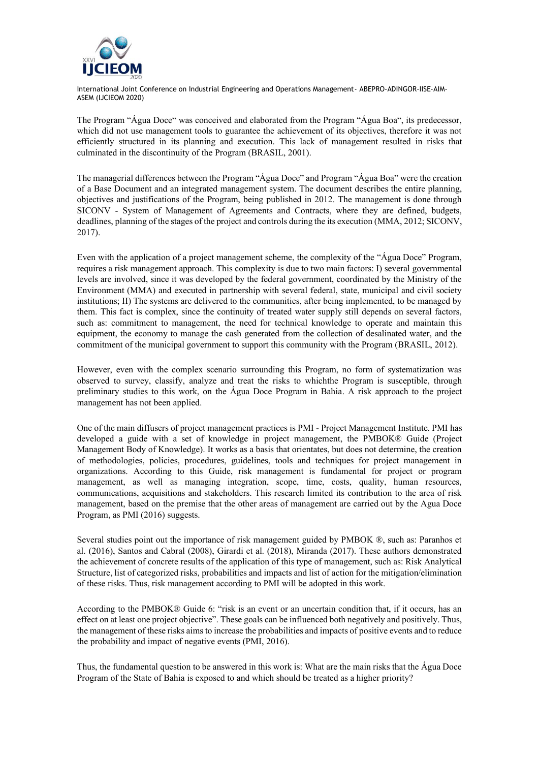The Program "Água Doce" was conceived and elaborated from the Program "Água Boa", its predecessor, which did not use management tools to guarantee the achievement of its objectives, therefore it was not efficiently structured in its planning and execution. This lack of management resulted in risks that culminated in the discontinuity of the Program (BRASIL, 2001).

The managerial differences between the Program "Água Doce" and Program "Água Boa" were the creation of a Base Document and an integrated management system. The document describes the entire planning, objectives and justifications of the Program, being published in 2012. The management is done through SICONV - System of Management of Agreements and Contracts, where they are defined, budgets, deadlines, planning of the stages of the project and controls during the its execution (MMA, 2012; SICONV, 2017).

Even with the application of a project management scheme, the complexity of the "Água Doce" Program, requires a risk management approach. This complexity is due to two main factors: I) several governmental levels are involved, since it was developed by the federal government, coordinated by the Ministry of the Environment (MMA) and executed in partnership with several federal, state, municipal and civil society institutions; II) The systems are delivered to the communities, after being implemented, to be managed by them. This fact is complex, since the continuity of treated water supply still depends on several factors, such as: commitment to management, the need for technical knowledge to operate and maintain this equipment, the economy to manage the cash generated from the collection of desalinated water, and the commitment of the municipal government to support this community with the Program (BRASIL, 2012).

However, even with the complex scenario surrounding this Program, no form of systematization was observed to survey, classify, analyze and treat the risks to whichthe Program is susceptible, through preliminary studies to this work, on the Água Doce Program in Bahia. A risk approach to the project management has not been applied.

One of the main diffusers of project management practices is PMI - Project Management Institute. PMI has developed a guide with a set of knowledge in project management, the PMBOK® Guide (Project Management Body of Knowledge). It works as a basis that orientates, but does not determine, the creation of methodologies, policies, procedures, guidelines, tools and techniques for project management in organizations. According to this Guide, risk management is fundamental for project or program management, as well as managing integration, scope, time, costs, quality, human resources, communications, acquisitions and stakeholders. This research limited its contribution to the area of risk management, based on the premise that the other areas of management are carried out by the Agua Doce Program, as PMI (2016) suggests.

Several studies point out the importance of risk management guided by PMBOK ®, such as: Paranhos et al. (2016), Santos and Cabral (2008), Girardi et al. (2018), Miranda (2017). These authors demonstrated the achievement of concrete results of the application of this type of management, such as: Risk Analytical Structure, list of categorized risks, probabilities and impacts and list of action for the mitigation/elimination of these risks. Thus, risk management according to PMI will be adopted in this work.

According to the PMBOK® Guide 6: "risk is an event or an uncertain condition that, if it occurs, has an effect on at least one project objective". These goals can be influenced both negatively and positively. Thus, the management of these risks aims to increase the probabilities and impacts of positive events and to reduce the probability and impact of negative events (PMI, 2016).

Thus, the fundamental question to be answered in this work is: What are the main risks that the Água Doce Program of the State of Bahia is exposed to and which should be treated as a higher priority?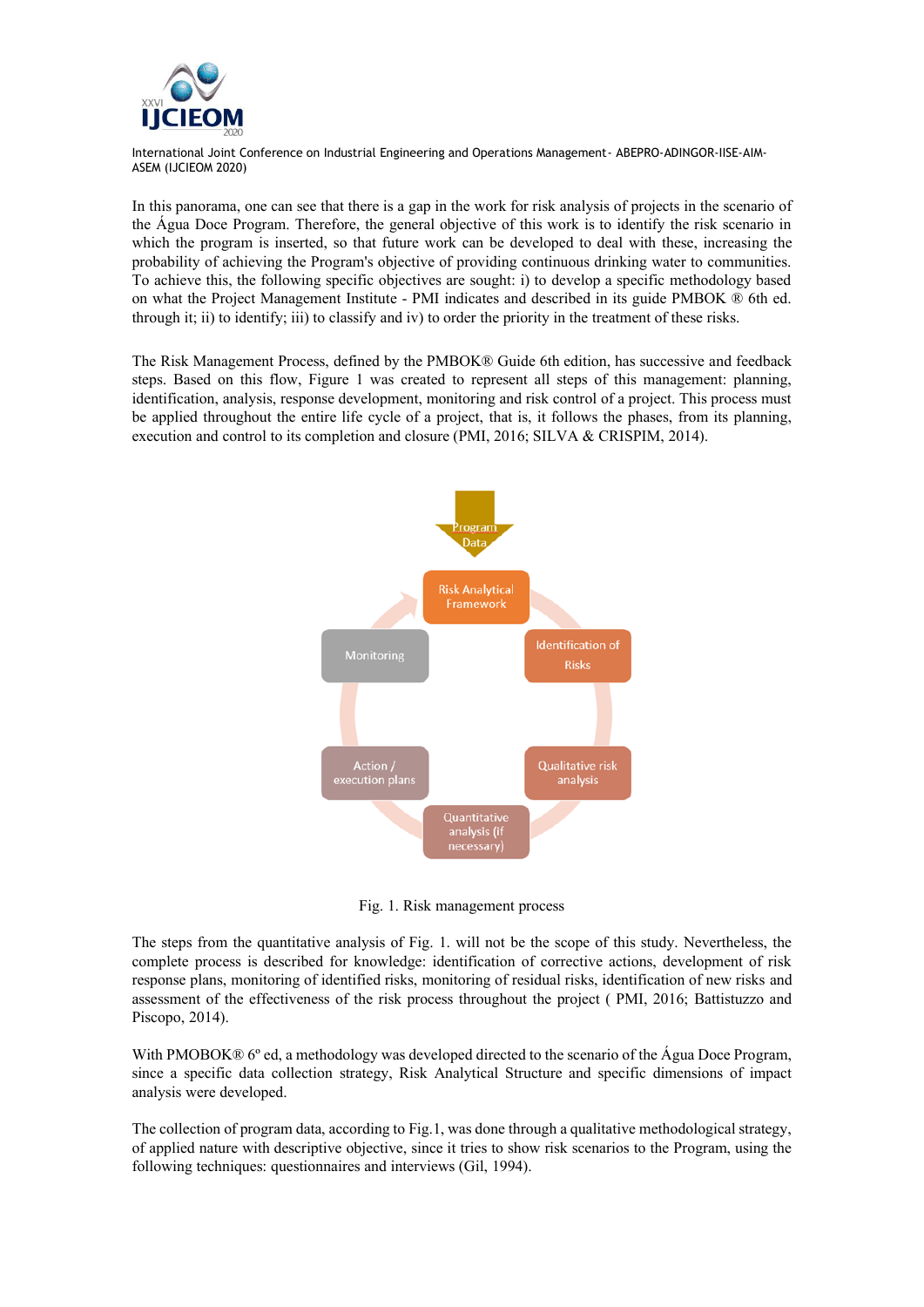In this panorama, one can see that there is a gap in the work for risk analysis of projects in the scenario of the Água Doce Program. Therefore, the general objective of this work is to identify the risk scenario in which the program is inserted, so that future work can be developed to deal with these, increasing the probability of achieving the Program's objective of providing continuous drinking water to communities. To achieve this, the following specific objectives are sought: i) to develop a specific methodology based on what the Project Management Institute - PMI indicates and described in its guide PMBOK ® 6th ed. through it; ii) to identify; iii) to classify and iv) to order the priority in the treatment of these risks.

The Risk Management Process, defined by the PMBOK® Guide 6th edition, has successive and feedback steps. Based on this flow, Figure 1 was created to represent all steps of this management: planning, identification, analysis, response development, monitoring and risk control of a project. This process must be applied throughout the entire life cycle of a project, that is, it follows the phases, from its planning, execution and control to its completion and closure (PMI, 2016; SILVA & CRISPIM, 2014).

Program Data

Risk Analytical Framework

Identification of Risks

Qualitative risk analysis

Quantitative analysis (if necessary)

Action / execution plans

Monitoring

Fig. 1. Risk management process

The steps from the quantitative analysis of Fig. 1. will not be the scope of this study. Nevertheless, the complete process is described for knowledge: identification of corrective actions, development of risk response plans, monitoring of identified risks, monitoring of residual risks, identification of new risks and assessment of the effectiveness of the risk process throughout the project ( PMI, 2016; Battistuzzo and Piscopo, 2014).

With PMOBOK® 6º ed, a methodology was developed directed to the scenario of the Água Doce Program, since a specific data collection strategy, Risk Analytical Structure and specific dimensions of impact analysis were developed.

The collection of program data, according to Fig.1, was done through a qualitative methodological strategy, of applied nature with descriptive objective, since it tries to show risk scenarios to the Program, using the following techniques: questionnaires and interviews (Gil, 1994).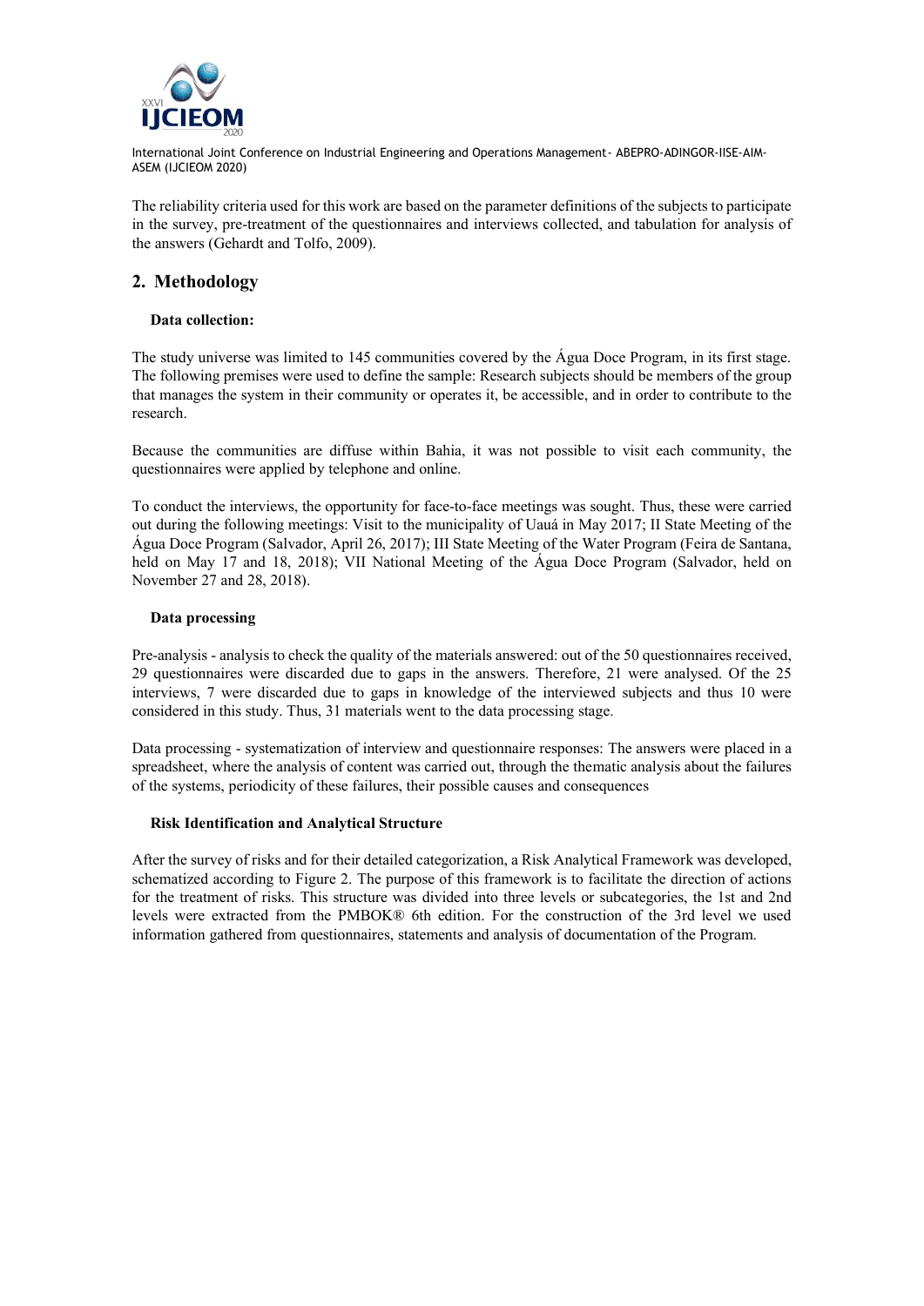The reliability criteria used for this work are based on the parameter definitions of the subjects to participate in the survey, pre-treatment of the questionnaires and interviews collected, and tabulation for analysis of the answers (Gehardt and Tolfo, 2009).

## 2. Methodology

**Data collection:**

The study universe was limited to 145 communities covered by the Água Doce Program, in its first stage. The following premises were used to define the sample: Research subjects should be members of the group that manages the system in their community or operates it, be accessible, and in order to contribute to the research.

Because the communities are diffuse within Bahia, it was not possible to visit each community, the questionnaires were applied by telephone and online.

To conduct the interviews, the opportunity for face-to-face meetings was sought. Thus, these were carried out during the following meetings: Visit to the municipality of Uauá in May 2017; II State Meeting of the Água Doce Program (Salvador, April 26, 2017); III State Meeting of the Water Program (Feira de Santana, held on May 17 and 18, 2018); VII National Meeting of the Água Doce Program (Salvador, held on November 27 and 28, 2018).

**Data processing**

Pre-analysis - analysis to check the quality of the materials answered: out of the 50 questionnaires received, 29 questionnaires were discarded due to gaps in the answers. Therefore, 21 were analysed. Of the 25 interviews, 7 were discarded due to gaps in knowledge of the interviewed subjects and thus 10 were considered in this study. Thus, 31 materials went to the data processing stage.

Data processing - systematization of interview and questionnaire responses: The answers were placed in a spreadsheet, where the analysis of content was carried out, through the thematic analysis about the failures of the systems, periodicity of these failures, their possible causes and consequences

**Risk Identification and Analytical Structure**

After the survey of risks and for their detailed categorization, a Risk Analytical Framework was developed, schematized according to Figure 2. The purpose of this framework is to facilitate the direction of actions for the treatment of risks. This structure was divided into three levels or subcategories, the 1st and 2nd levels were extracted from the PMBOK® 6th edition. For the construction of the 3rd level we used information gathered from questionnaires, statements and analysis of documentation of the Program.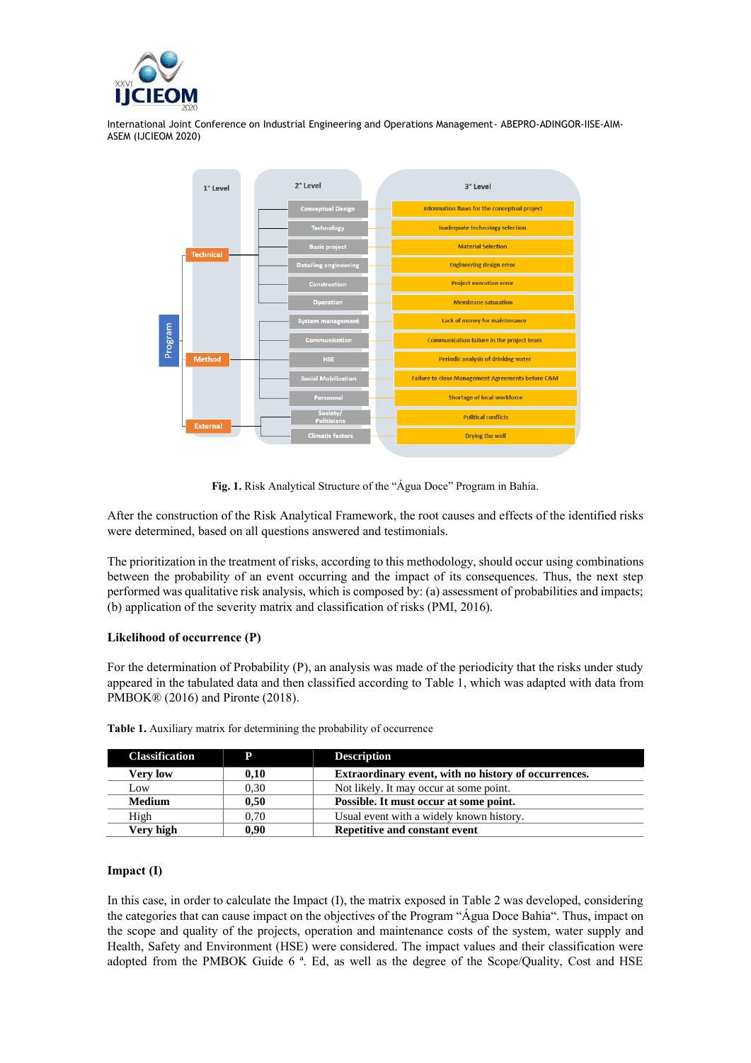Fig. 1. Risk Analytical Structure of the “Água Doce” Program in Bahia.

After the construction of the Risk Analytical Framework, the root causes and effects of the identified risks were determined, based on all questions answered and testimonials.

The prioritization in the treatment of risks, according to this methodology, should occur using combinations between the probability of an event occurring and the impact of its consequences. Thus, the next step performed was qualitative risk analysis, which is composed by: (a) assessment of probabilities and impacts; (b) application of the severity matrix and classification of risks (PMI, 2016).

### Likelihood of occurrence (P)

For the determination of Probability (P), an analysis was made of the periodicity that the risks under study appeared in the tabulated data and then classified according to Table 1, which was adapted with data from PMBOK® (2016) and Pironte (2018).

**Table 1.** Auxiliary matrix for determining the probability of occurrence

| Classification | P | Description |
|---|---|---|
| **Very low** | **0,10** | **Extraordinary event, with no history of occurrences.** |
| Low | 0,30 | Not likely. It may occur at some point. |
| **Medium** | **0,50** | **Possible. It must occur at some point.** |
| High | 0,70 | Usual event with a widely known history. |
| **Very high** | **0,90** | **Repetitive and constant event** |

### Impact (I)

In this case, in order to calculate the Impact (I), the matrix exposed in Table 2 was developed, considering the categories that can cause impact on the objectives of the Program “Água Doce Bahia“. Thus, impact on the scope and quality of the projects, operation and maintenance costs of the system, water supply and Health, Safety and Environment (HSE) were considered. The impact values and their classification were adopted from the PMBOK Guide 6 ª. Ed, as well as the degree of the Scope/Quality, Cost and HSE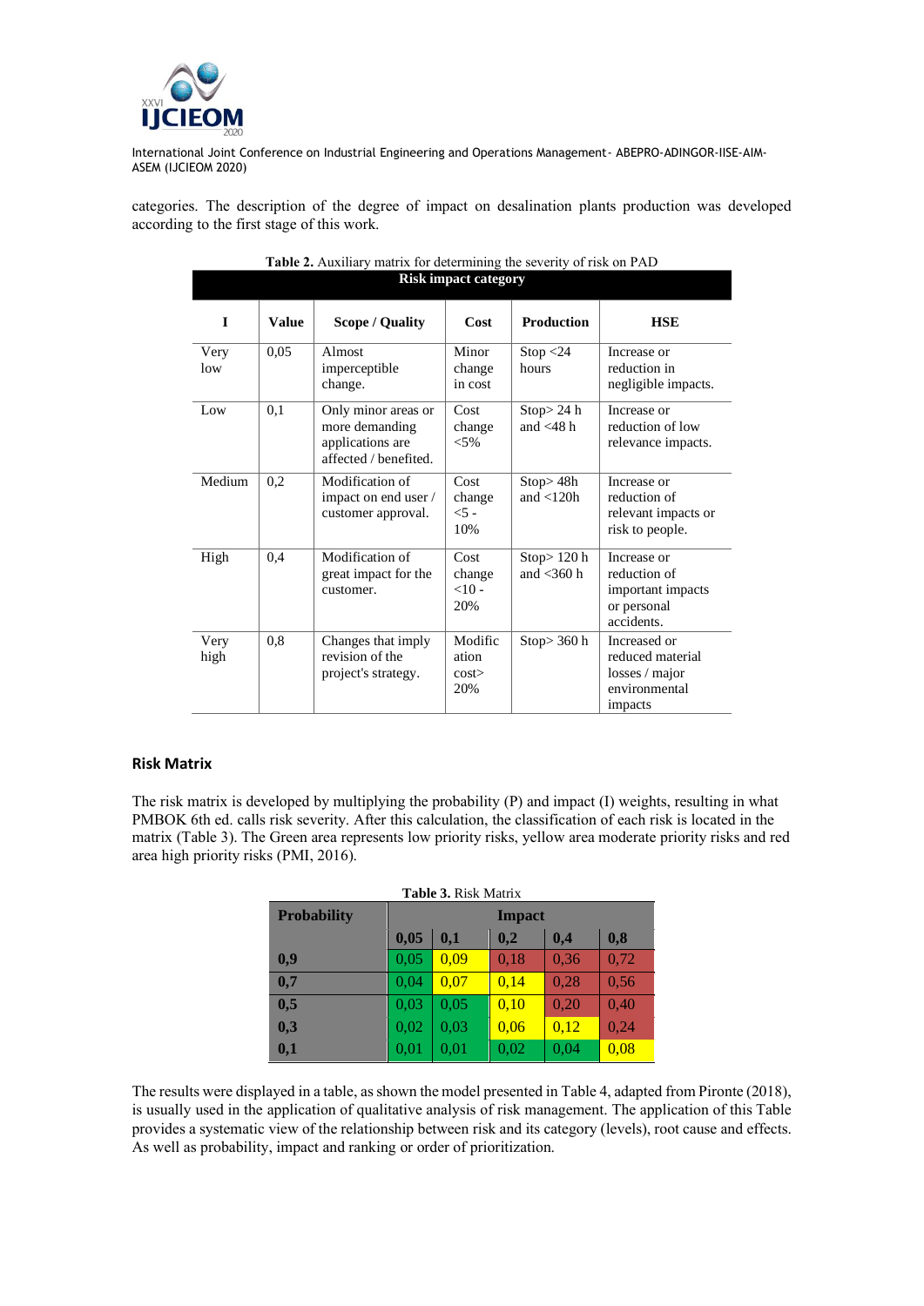categories. The description of the degree of impact on desalination plants production was developed according to the first stage of this work.

**Table 2.** Auxiliary matrix for determining the severity of risk on PAD

| Risk impact category | | | | | |
|---|---|---|---|---|---|
| **I** | **Value** | **Scope / Quality** | **Cost** | **Production** | **HSE** |
| Very low | 0,05 | Almost imperceptible change. | Minor change in cost | Stop <24 hours | Increase or reduction in negligible impacts. |
| Low | 0,1 | Only minor areas or more demanding applications are affected / benefited. | Cost change <5% | Stop> 24 h and <48 h | Increase or reduction of low relevance impacts. |
| Medium | 0,2 | Modification of impact on end user / customer approval. | Cost change <5 - 10% | Stop> 48h and <120h | Increase or reduction of relevant impacts or risk to people. |
| High | 0,4 | Modification of great impact for the customer. | Cost change <10 - 20% | Stop> 120 h and <360 h | Increase or reduction of important impacts or personal accidents. |
| Very high | 0,8 | Changes that imply revision of the project's strategy. | Modification cost> 20% | Stop> 360 h | Increased or reduced material losses / major environmental impacts |

## Risk Matrix

The risk matrix is developed by multiplying the probability (P) and impact (I) weights, resulting in what PMBOK 6th ed. calls risk severity. After this calculation, the classification of each risk is located in the matrix (Table 3). The Green area represents low priority risks, yellow area moderate priority risks and red area high priority risks (PMI, 2016).

**Table 3.** Risk Matrix

| **Probability** | **Impact** | | | | |
|---|---|---|---|---|---|
| | **0,05** | **0,1** | **0,2** | **0,4** | **0,8** |
| **0,9** | 0,05 | 0,09 | 0,18 | 0,36 | 0,72 |
| **0,7** | 0,04 | 0,07 | 0,14 | 0,28 | 0,56 |
| **0,5** | 0,03 | 0,05 | 0,10 | 0,20 | 0,40 |
| **0,3** | 0,02 | 0,03 | 0,06 | 0,12 | 0,24 |
| **0,1** | 0,01 | 0,01 | 0,02 | 0,04 | 0,08 |

The results were displayed in a table, as shown the model presented in Table 4, adapted from Pironte (2018), is usually used in the application of qualitative analysis of risk management. The application of this Table provides a systematic view of the relationship between risk and its category (levels), root cause and effects. As well as probability, impact and ranking or order of prioritization.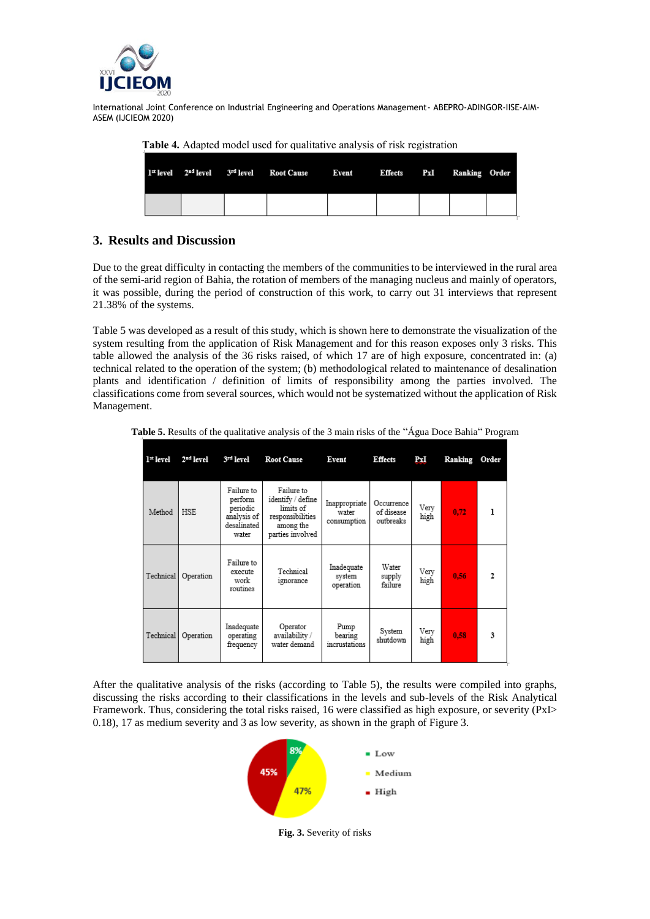**Table 4.** Adapted model used for qualitative analysis of risk registration

| 1st level | 2nd level | 3rd level | Root Cause | Event | Effects | PxI | Ranking | Order |
|---|---|---|---|---|---|---|---|---|
| | | | | | | | | |

## 3. Results and Discussion

Due to the great difficulty in contacting the members of the communities to be interviewed in the rural area of the semi-arid region of Bahia, the rotation of members of the managing nucleus and mainly of operators, it was possible, during the period of construction of this work, to carry out 31 interviews that represent 21.38% of the systems.

Table 5 was developed as a result of this study, which is shown here to demonstrate the visualization of the system resulting from the application of Risk Management and for this reason exposes only 3 risks. This table allowed the analysis of the 36 risks raised, of which 17 are of high exposure, concentrated in: (a) technical related to the operation of the system; (b) methodological related to maintenance of desalination plants and identification / definition of limits of responsibility among the parties involved. The classifications come from several sources, which would not be systematized without the application of Risk Management.

**Table 5.** Results of the qualitative analysis of the 3 main risks of the "Água Doce Bahia" Program

| 1st level | 2nd level | 3rd level | Root Cause | Event | Effects | PxI | Ranking | Order |
|---|---|---|---|---|---|---|---|---|
| Method | HSE | Failure to perform periodic analysis of desalinated water | Failure to identify / define limits of responsibilities among the parties involved | Inappropriate water consumption | Occurrence of disease outbreaks | Very high | 0,72 | 1 |
| Technical | Operation | Failure to execute work routines | Technical ignorance | Inadequate system operation | Water supply failure | Very high | 0,56 | 2 |
| Technical | Operation | Inadequate operating frequency | Operator availability / water demand | Pump bearing incrustations | System shutdown | Very high | 0,58 | 3 |

After the qualitative analysis of the risks (according to Table 5), the results were compiled into graphs, discussing the risks according to their classifications in the levels and sub-levels of the Risk Analytical Framework. Thus, considering the total risks raised, 16 were classified as high exposure, or severity (PxI> 0.18), 17 as medium severity and 3 as low severity, as shown in the graph of Figure 3.

**Fig. 3.** Severity of risks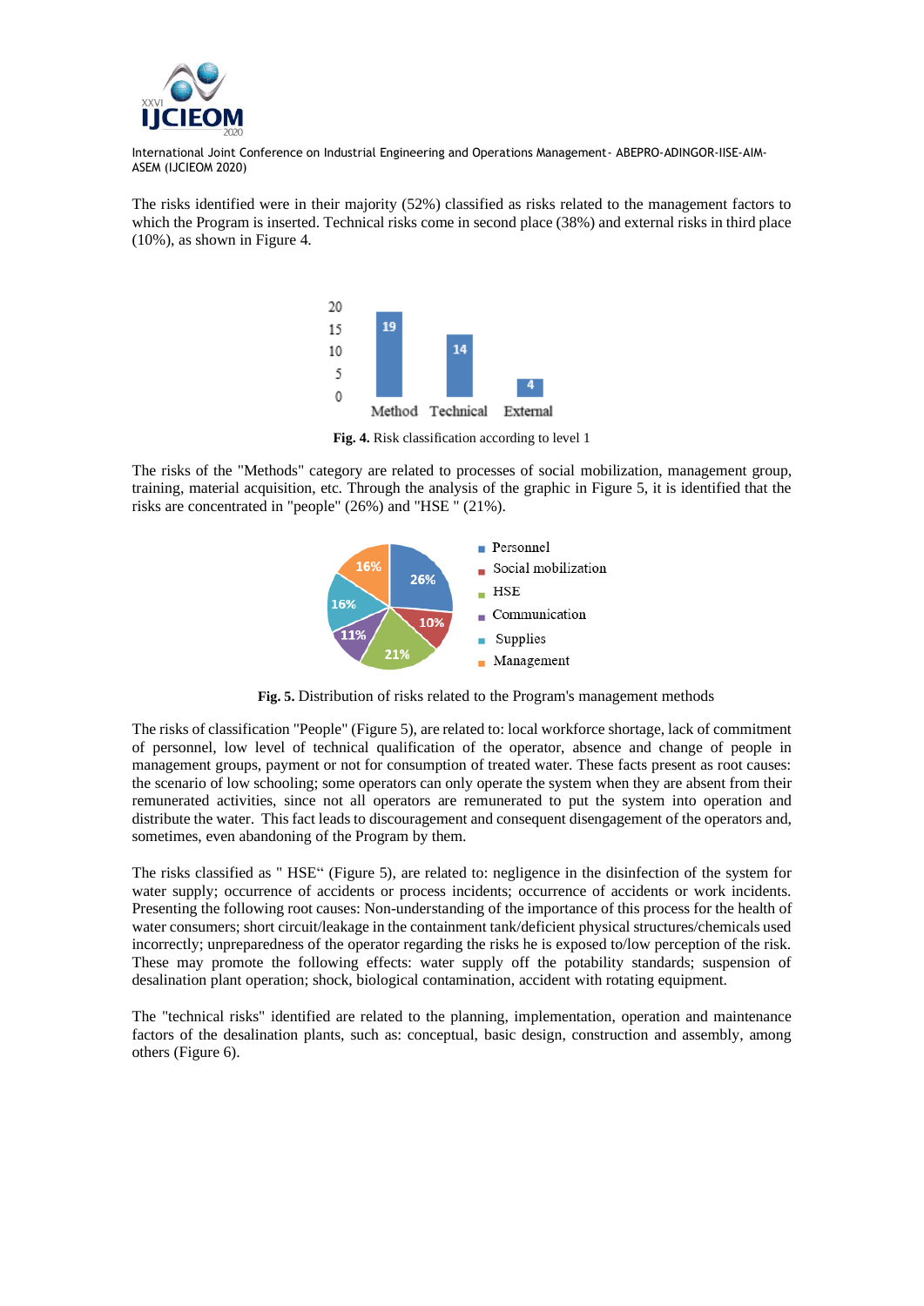The risks identified were in their majority (52%) classified as risks related to the management factors to which the Program is inserted. Technical risks come in second place (38%) and external risks in third place (10%), as shown in Figure 4.

**Fig. 4.** Risk classification according to level 1

The risks of the "Methods" category are related to processes of social mobilization, management group, training, material acquisition, etc. Through the analysis of the graphic in Figure 5, it is identified that the risks are concentrated in "people" (26%) and "HSE " (21%).

**Fig. 5.** Distribution of risks related to the Program's management methods

The risks of classification "People" (Figure 5), are related to: local workforce shortage, lack of commitment of personnel, low level of technical qualification of the operator, absence and change of people in management groups, payment or not for consumption of treated water. These facts present as root causes: the scenario of low schooling; some operators can only operate the system when they are absent from their remunerated activities, since not all operators are remunerated to put the system into operation and distribute the water. This fact leads to discouragement and consequent disengagement of the operators and, sometimes, even abandoning of the Program by them.

The risks classified as " HSE" (Figure 5), are related to: negligence in the disinfection of the system for water supply; occurrence of accidents or process incidents; occurrence of accidents or work incidents. Presenting the following root causes: Non-understanding of the importance of this process for the health of water consumers; short circuit/leakage in the containment tank/deficient physical structures/chemicals used incorrectly; unpreparedness of the operator regarding the risks he is exposed to/low perception of the risk. These may promote the following effects: water supply off the potability standards; suspension of desalination plant operation; shock, biological contamination, accident with rotating equipment.

The "technical risks" identified are related to the planning, implementation, operation and maintenance factors of the desalination plants, such as: conceptual, basic design, construction and assembly, among others (Figure 6).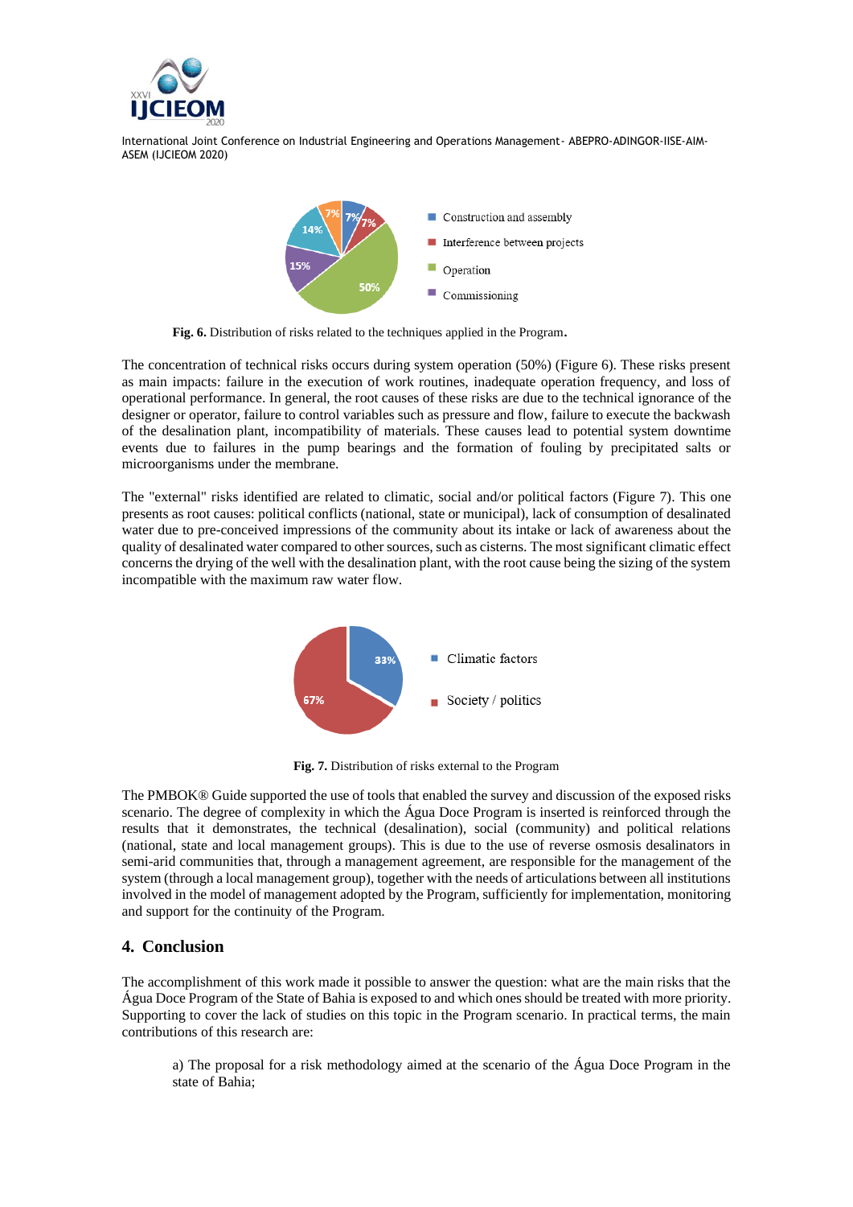Fig. 6. Distribution of risks related to the techniques applied in the Program.

The concentration of technical risks occurs during system operation (50%) (Figure 6). These risks present as main impacts: failure in the execution of work routines, inadequate operation frequency, and loss of operational performance. In general, the root causes of these risks are due to the technical ignorance of the designer or operator, failure to control variables such as pressure and flow, failure to execute the backwash of the desalination plant, incompatibility of materials. These causes lead to potential system downtime events due to failures in the pump bearings and the formation of fouling by precipitated salts or microorganisms under the membrane.

The "external" risks identified are related to climatic, social and/or political factors (Figure 7). This one presents as root causes: political conflicts (national, state or municipal), lack of consumption of desalinated water due to pre-conceived impressions of the community about its intake or lack of awareness about the quality of desalinated water compared to other sources, such as cisterns. The most significant climatic effect concerns the drying of the well with the desalination plant, with the root cause being the sizing of the system incompatible with the maximum raw water flow.

Fig. 7. Distribution of risks external to the Program

The PMBOK® Guide supported the use of tools that enabled the survey and discussion of the exposed risks scenario. The degree of complexity in which the Água Doce Program is inserted is reinforced through the results that it demonstrates, the technical (desalination), social (community) and political relations (national, state and local management groups). This is due to the use of reverse osmosis desalinators in semi-arid communities that, through a management agreement, are responsible for the management of the system (through a local management group), together with the needs of articulations between all institutions involved in the model of management adopted by the Program, sufficiently for implementation, monitoring and support for the continuity of the Program.

## 4. Conclusion

The accomplishment of this work made it possible to answer the question: what are the main risks that the Água Doce Program of the State of Bahia is exposed to and which ones should be treated with more priority. Supporting to cover the lack of studies on this topic in the Program scenario. In practical terms, the main contributions of this research are:

a) The proposal for a risk methodology aimed at the scenario of the Água Doce Program in the state of Bahia;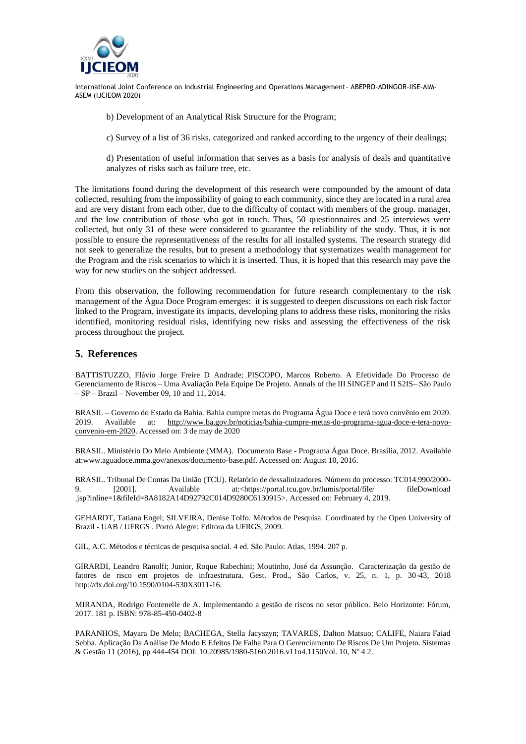b) Development of an Analytical Risk Structure for the Program;

c) Survey of a list of 36 risks, categorized and ranked according to the urgency of their dealings;

d) Presentation of useful information that serves as a basis for analysis of deals and quantitative analyzes of risks such as failure tree, etc.

The limitations found during the development of this research were compounded by the amount of data collected, resulting from the impossibility of going to each community, since they are located in a rural area and are very distant from each other, due to the difficulty of contact with members of the group. manager, and the low contribution of those who got in touch. Thus, 50 questionnaires and 25 interviews were collected, but only 31 of these were considered to guarantee the reliability of the study. Thus, it is not possible to ensure the representativeness of the results for all installed systems. The research strategy did not seek to generalize the results, but to present a methodology that systematizes wealth management for the Program and the risk scenarios to which it is inserted. Thus, it is hoped that this research may pave the way for new studies on the subject addressed.

From this observation, the following recommendation for future research complementary to the risk management of the Água Doce Program emerges: it is suggested to deepen discussions on each risk factor linked to the Program, investigate its impacts, developing plans to address these risks, monitoring the risks identified, monitoring residual risks, identifying new risks and assessing the effectiveness of the risk process throughout the project.

## 5. References

BATTISTUZZO, Flávio Jorge Freire D Andrade; PISCOPO, Marcos Roberto. A Efetividade Do Processo de Gerenciamento de Riscos – Uma Avaliação Pela Equipe De Projeto. Annals of the III SINGEP and II S2IS– São Paulo – SP – Brazil – November 09, 10 and 11, 2014.

BRASIL – Governo do Estado da Bahia. Bahia cumpre metas do Programa Água Doce e terá novo convênio em 2020. 2019. Available at: http://www.ba.gov.br/noticias/bahia-cumpre-metas-do-programa-agua-doce-e-tera-novo-convenio-em-2020. Accessed on: 3 de may de 2020

BRASIL. Ministério Do Meio Ambiente (MMA). Documento Base - Programa Água Doce. Brasília, 2012. Available at:www.aguadoce.mma.gov/anexos/documento-base.pdf. Accessed on: August 10, 2016.

BRASIL. Tribunal De Contas Da União (TCU). Relatório de dessalinizadores. Número do processo: TC014.990/2000-9. [2001]. Available at:<https://portal.tcu.gov.br/lumis/portal/file/ fileDownload .jsp?inline=1&fileId=8A8182A14D92792C014D9280C6130915>. Accessed on: February 4, 2019.

GEHARDT, Tatiana Engel; SILVEIRA, Denise Tolfo. Métodos de Pesquisa. Coordinated by the Open University of Brazil - UAB / UFRGS . Porto Alegre: Editora da UFRGS, 2009.

GIL, A.C. Métodos e técnicas de pesquisa social. 4 ed. São Paulo: Atlas, 1994. 207 p.

GIRARDI, Leandro Ranolfi; Junior, Roque Rabechini; Moutinho, José da Assunção. Caracterização da gestão de fatores de risco em projetos de infraestrutura. Gest. Prod., São Carlos, v. 25, n. 1, p. 30-43, 2018 http://dx.doi.org/10.1590/0104-530X3011-16.

MIRANDA, Rodrigo Fontenelle de A. Implementando a gestão de riscos no setor público. Belo Horizonte: Fórum, 2017. 181 p. ISBN: 978-85-450-0402-8

PARANHOS, Mayara De Melo; BACHEGA, Stella Jacyszyn; TAVARES, Dalton Matsuo; CALIFE, Naiara Faiad Sebba. Aplicação Da Análise De Modo E Efeitos De Falha Para O Gerenciamento De Riscos De Um Projeto. Sistemas & Gestão 11 (2016), pp 444-454 DOI: 10.20985/1980-5160.2016.v11n4.1150Vol. 10, Nº 4 2.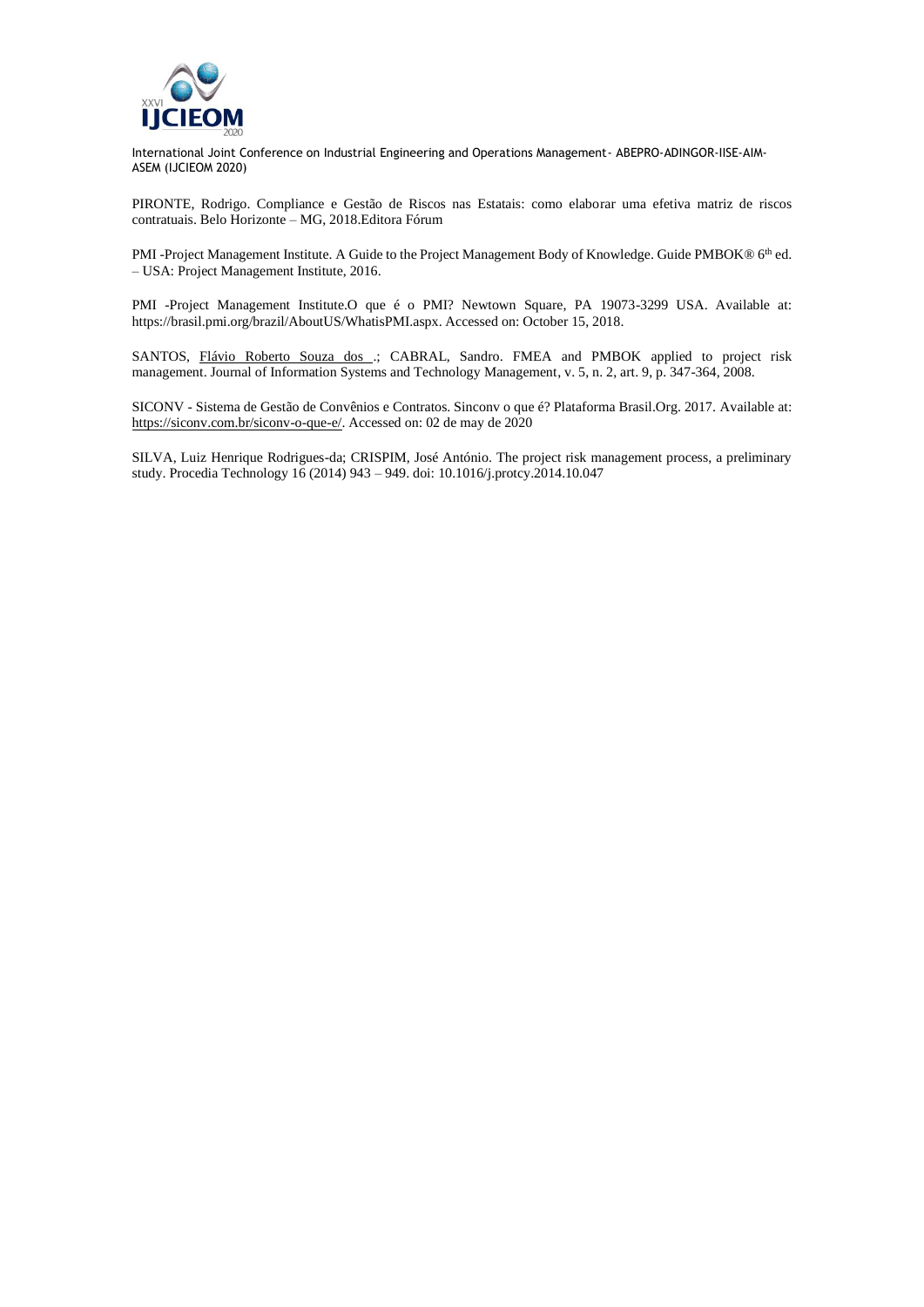PIRONTE, Rodrigo. Compliance e Gestão de Riscos nas Estatais: como elaborar uma efetiva matriz de riscos contratuais. Belo Horizonte – MG, 2018.Editora Fórum

PMI -Project Management Institute. A Guide to the Project Management Body of Knowledge. Guide PMBOK® 6th ed. – USA: Project Management Institute, 2016.

PMI -Project Management Institute.O que é o PMI? Newtown Square, PA 19073-3299 USA. Available at: https://brasil.pmi.org/brazil/AboutUS/WhatisPMI.aspx. Accessed on: October 15, 2018.

SANTOS, Flávio Roberto Souza dos .; CABRAL, Sandro. FMEA and PMBOK applied to project risk management. Journal of Information Systems and Technology Management, v. 5, n. 2, art. 9, p. 347-364, 2008.

SICONV - Sistema de Gestão de Convênios e Contratos. Sinconv o que é? Plataforma Brasil.Org. 2017. Available at: https://siconv.com.br/siconv-o-que-e/. Accessed on: 02 de may de 2020

SILVA, Luiz Henrique Rodrigues-da; CRISPIM, José António. The project risk management process, a preliminary study. Procedia Technology 16 (2014) 943 – 949. doi: 10.1016/j.protcy.2014.10.047